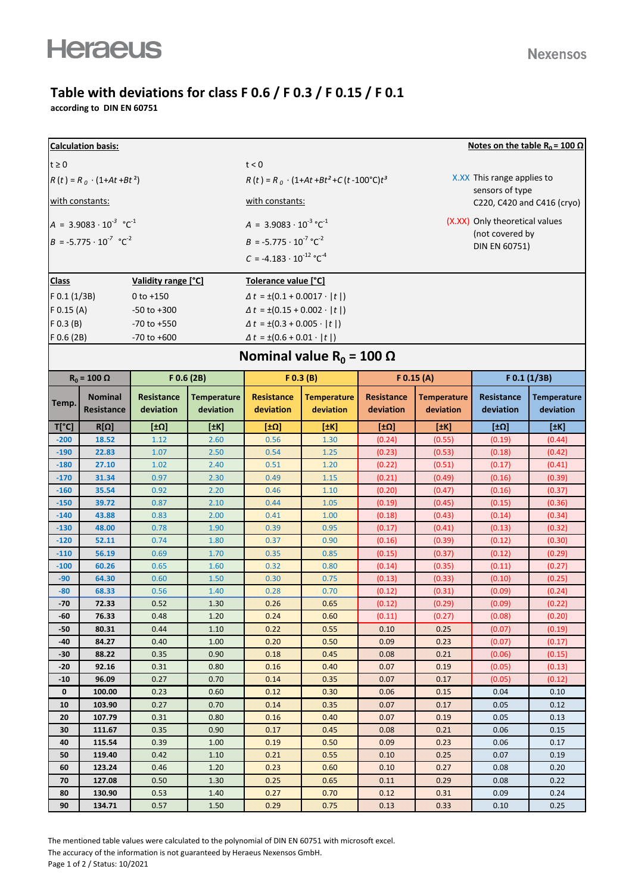Heraeus

Nexensos

# Table with deviations for class F 0.6 / F 0.3 / F 0.15 / F 0.1

**according to DIN EN 60751**

**Calculation basis:**

$t \geq 0$

$R(t) = R_0 \cdot (1 + At + Bt^2)$

with constants:

$A = 3.9083 \cdot 10^{-3}\ °C^{-1}$

$B = -5.775 \cdot 10^{-7}\ °C^{-2}$

$t < 0$

$R(t) = R_0 \cdot (1 + At + Bt^2 + C(t - 100°C)t^3)$

with constants:

$A = 3.9083 \cdot 10^{-3}\ °C^{-1}$

$B = -5.775 \cdot 10^{-7}\ °C^{-2}$

$C = -4.183 \cdot 10^{-12}\ °C^{-4}$

**Notes on the table $R_0$ = 100 Ω**

X.XX This range applies to sensors of type C220, C420 and C416 (cryo)

(X.XX) Only theoretical values (not covered by DIN EN 60751)

| Class | Validity range [°C] | Tolerance value [°C] |
|---|---|---|
| F 0.1 (1/3B) | 0 to +150 | $\Delta t = \pm(0.1 + 0.0017 \cdot \lvert t \rvert)$ |
| F 0.15 (A) | -50 to +300 | $\Delta t = \pm(0.15 + 0.002 \cdot \lvert t \rvert)$ |
| F 0.3 (B) | -70 to +550 | $\Delta t = \pm(0.3 + 0.005 \cdot \lvert t \rvert)$ |
| F 0.6 (2B) | -70 to +600 | $\Delta t = \pm(0.6 + 0.01 \cdot \lvert t \rvert)$ |

## Nominal value $R_0$ = 100 Ω

| $R_0$ = 100 Ω | | F 0.6 (2B) | | F 0.3 (B) | | F 0.15 (A) | | F 0.1 (1/3B) | |
|---|---|---|---|---|---|---|---|---|---|
| Temp. | Nominal Resistance | Resistance deviation | Temperature deviation | Resistance deviation | Temperature deviation | Resistance deviation | Temperature deviation | Resistance deviation | Temperature deviation |
| T[°C] | R[Ω] | [±Ω] | [±K] | [±Ω] | [±K] | [±Ω] | [±K] | [±Ω] | [±K] |
| -200 | 18.52 | 1.12 | 2.60 | 0.56 | 1.30 | (0.24) | (0.55) | (0.19) | (0.44) |
| -190 | 22.83 | 1.07 | 2.50 | 0.54 | 1.25 | (0.23) | (0.53) | (0.18) | (0.42) |
| -180 | 27.10 | 1.02 | 2.40 | 0.51 | 1.20 | (0.22) | (0.51) | (0.17) | (0.41) |
| -170 | 31.34 | 0.97 | 2.30 | 0.49 | 1.15 | (0.21) | (0.49) | (0.16) | (0.39) |
| -160 | 35.54 | 0.92 | 2.20 | 0.46 | 1.10 | (0.20) | (0.47) | (0.16) | (0.37) |
| -150 | 39.72 | 0.87 | 2.10 | 0.44 | 1.05 | (0.19) | (0.45) | (0.15) | (0.36) |
| -140 | 43.88 | 0.83 | 2.00 | 0.41 | 1.00 | (0.18) | (0.43) | (0.14) | (0.34) |
| -130 | 48.00 | 0.78 | 1.90 | 0.39 | 0.95 | (0.17) | (0.41) | (0.13) | (0.32) |
| -120 | 52.11 | 0.74 | 1.80 | 0.37 | 0.90 | (0.16) | (0.39) | (0.12) | (0.30) |
| -110 | 56.19 | 0.69 | 1.70 | 0.35 | 0.85 | (0.15) | (0.37) | (0.12) | (0.29) |
| -100 | 60.26 | 0.65 | 1.60 | 0.32 | 0.80 | (0.14) | (0.35) | (0.11) | (0.27) |
| -90 | 64.30 | 0.60 | 1.50 | 0.30 | 0.75 | (0.13) | (0.33) | (0.10) | (0.25) |
| -80 | 68.33 | 0.56 | 1.40 | 0.28 | 0.70 | (0.12) | (0.31) | (0.09) | (0.24) |
| -70 | 72.33 | 0.52 | 1.30 | 0.26 | 0.65 | (0.12) | (0.29) | (0.09) | (0.22) |
| -60 | 76.33 | 0.48 | 1.20 | 0.24 | 0.60 | (0.11) | (0.27) | (0.08) | (0.20) |
| -50 | 80.31 | 0.44 | 1.10 | 0.22 | 0.55 | 0.10 | 0.25 | (0.07) | (0.19) |
| -40 | 84.27 | 0.40 | 1.00 | 0.20 | 0.50 | 0.09 | 0.23 | (0.07) | (0.17) |
| -30 | 88.22 | 0.35 | 0.90 | 0.18 | 0.45 | 0.08 | 0.21 | (0.06) | (0.15) |
| -20 | 92.16 | 0.31 | 0.80 | 0.16 | 0.40 | 0.07 | 0.19 | (0.05) | (0.13) |
| -10 | 96.09 | 0.27 | 0.70 | 0.14 | 0.35 | 0.07 | 0.17 | (0.05) | (0.12) |
| 0 | 100.00 | 0.23 | 0.60 | 0.12 | 0.30 | 0.06 | 0.15 | 0.04 | 0.10 |
| 10 | 103.90 | 0.27 | 0.70 | 0.14 | 0.35 | 0.07 | 0.17 | 0.05 | 0.12 |
| 20 | 107.79 | 0.31 | 0.80 | 0.16 | 0.40 | 0.07 | 0.19 | 0.05 | 0.13 |
| 30 | 111.67 | 0.35 | 0.90 | 0.17 | 0.45 | 0.08 | 0.21 | 0.06 | 0.15 |
| 40 | 115.54 | 0.39 | 1.00 | 0.19 | 0.50 | 0.09 | 0.23 | 0.06 | 0.17 |
| 50 | 119.40 | 0.42 | 1.10 | 0.21 | 0.55 | 0.10 | 0.25 | 0.07 | 0.19 |
| 60 | 123.24 | 0.46 | 1.20 | 0.23 | 0.60 | 0.10 | 0.27 | 0.08 | 0.20 |
| 70 | 127.08 | 0.50 | 1.30 | 0.25 | 0.65 | 0.11 | 0.29 | 0.08 | 0.22 |
| 80 | 130.90 | 0.53 | 1.40 | 0.27 | 0.70 | 0.12 | 0.31 | 0.09 | 0.24 |
| 90 | 134.71 | 0.57 | 1.50 | 0.29 | 0.75 | 0.13 | 0.33 | 0.10 | 0.25 |

The mentioned table values were calculated to the polynomial of DIN EN 60751 with microsoft excel.

The accuracy of the information is not guaranteed by Heraeus Nexensos GmbH.

Status: 10/2021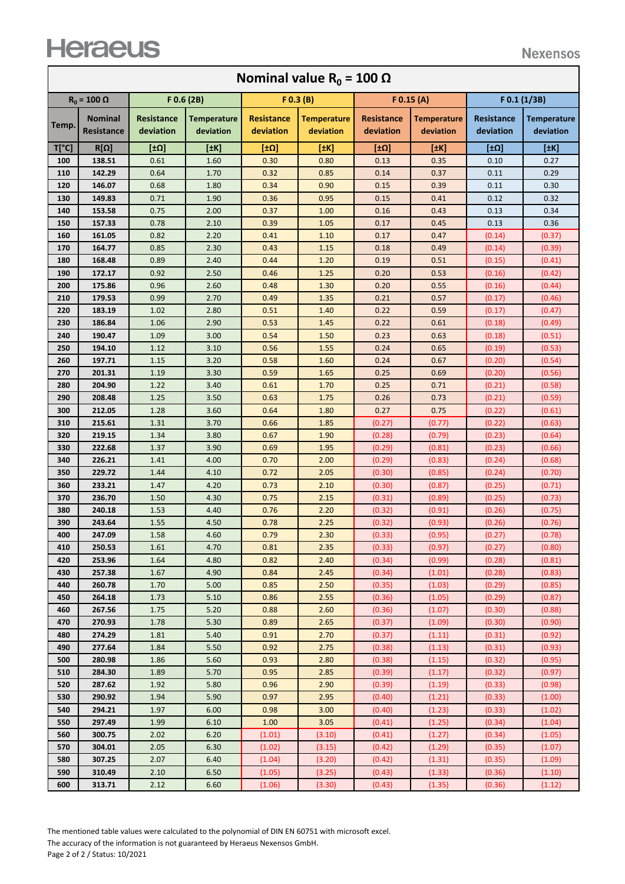# Nominal value $R_0$ = 100 Ω

| $R_0$ = 100 Ω | | F 0.6 (2B) | | F 0.3 (B) | | F 0.15 (A) | | F 0.1 (1/3B) | |
|---|---|---|---|---|---|---|---|---|---|
| Temp. | Nominal Resistance | Resistance deviation | Temperature deviation | Resistance deviation | Temperature deviation | Resistance deviation | Temperature deviation | Resistance deviation | Temperature deviation |
| T[°C] | R[Ω] | [±Ω] | [±K] | [±Ω] | [±K] | [±Ω] | [±K] | [±Ω] | [±K] |
| 100 | 138.51 | 0.61 | 1.60 | 0.30 | 0.80 | 0.13 | 0.35 | 0.10 | 0.27 |
| 110 | 142.29 | 0.64 | 1.70 | 0.32 | 0.85 | 0.14 | 0.37 | 0.11 | 0.29 |
| 120 | 146.07 | 0.68 | 1.80 | 0.34 | 0.90 | 0.15 | 0.39 | 0.11 | 0.30 |
| 130 | 149.83 | 0.71 | 1.90 | 0.36 | 0.95 | 0.15 | 0.41 | 0.12 | 0.32 |
| 140 | 153.58 | 0.75 | 2.00 | 0.37 | 1.00 | 0.16 | 0.43 | 0.13 | 0.34 |
| 150 | 157.33 | 0.78 | 2.10 | 0.39 | 1.05 | 0.17 | 0.45 | 0.13 | 0.36 |
| 160 | 161.05 | 0.82 | 2.20 | 0.41 | 1.10 | 0.17 | 0.47 | (0.14) | (0.37) |
| 170 | 164.77 | 0.85 | 2.30 | 0.43 | 1.15 | 0.18 | 0.49 | (0.14) | (0.39) |
| 180 | 168.48 | 0.89 | 2.40 | 0.44 | 1.20 | 0.19 | 0.51 | (0.15) | (0.41) |
| 190 | 172.17 | 0.92 | 2.50 | 0.46 | 1.25 | 0.20 | 0.53 | (0.16) | (0.42) |
| 200 | 175.86 | 0.96 | 2.60 | 0.48 | 1.30 | 0.20 | 0.55 | (0.16) | (0.44) |
| 210 | 179.53 | 0.99 | 2.70 | 0.49 | 1.35 | 0.21 | 0.57 | (0.17) | (0.46) |
| 220 | 183.19 | 1.02 | 2.80 | 0.51 | 1.40 | 0.22 | 0.59 | (0.17) | (0.47) |
| 230 | 186.84 | 1.06 | 2.90 | 0.53 | 1.45 | 0.22 | 0.61 | (0.18) | (0.49) |
| 240 | 190.47 | 1.09 | 3.00 | 0.54 | 1.50 | 0.23 | 0.63 | (0.18) | (0.51) |
| 250 | 194.10 | 1.12 | 3.10 | 0.56 | 1.55 | 0.24 | 0.65 | (0.19) | (0.53) |
| 260 | 197.71 | 1.15 | 3.20 | 0.58 | 1.60 | 0.24 | 0.67 | (0.20) | (0.54) |
| 270 | 201.31 | 1.19 | 3.30 | 0.59 | 1.65 | 0.25 | 0.69 | (0.20) | (0.56) |
| 280 | 204.90 | 1.22 | 3.40 | 0.61 | 1.70 | 0.25 | 0.71 | (0.21) | (0.58) |
| 290 | 208.48 | 1.25 | 3.50 | 0.63 | 1.75 | 0.26 | 0.73 | (0.21) | (0.59) |
| 300 | 212.05 | 1.28 | 3.60 | 0.64 | 1.80 | 0.27 | 0.75 | (0.22) | (0.61) |
| 310 | 215.61 | 1.31 | 3.70 | 0.66 | 1.85 | (0.27) | (0.77) | (0.22) | (0.63) |
| 320 | 219.15 | 1.34 | 3.80 | 0.67 | 1.90 | (0.28) | (0.79) | (0.23) | (0.64) |
| 330 | 222.68 | 1.37 | 3.90 | 0.69 | 1.95 | (0.29) | (0.81) | (0.23) | (0.66) |
| 340 | 226.21 | 1.41 | 4.00 | 0.70 | 2.00 | (0.29) | (0.83) | (0.24) | (0.68) |
| 350 | 229.72 | 1.44 | 4.10 | 0.72 | 2.05 | (0.30) | (0.85) | (0.24) | (0.70) |
| 360 | 233.21 | 1.47 | 4.20 | 0.73 | 2.10 | (0.30) | (0.87) | (0.25) | (0.71) |
| 370 | 236.70 | 1.50 | 4.30 | 0.75 | 2.15 | (0.31) | (0.89) | (0.25) | (0.73) |
| 380 | 240.18 | 1.53 | 4.40 | 0.76 | 2.20 | (0.32) | (0.91) | (0.26) | (0.75) |
| 390 | 243.64 | 1.55 | 4.50 | 0.78 | 2.25 | (0.32) | (0.93) | (0.26) | (0.76) |
| 400 | 247.09 | 1.58 | 4.60 | 0.79 | 2.30 | (0.33) | (0.95) | (0.27) | (0.78) |
| 410 | 250.53 | 1.61 | 4.70 | 0.81 | 2.35 | (0.33) | (0.97) | (0.27) | (0.80) |
| 420 | 253.96 | 1.64 | 4.80 | 0.82 | 2.40 | (0.34) | (0.99) | (0.28) | (0.81) |
| 430 | 257.38 | 1.67 | 4.90 | 0.84 | 2.45 | (0.34) | (1.01) | (0.28) | (0.83) |
| 440 | 260.78 | 1.70 | 5.00 | 0.85 | 2.50 | (0.35) | (1.03) | (0.29) | (0.85) |
| 450 | 264.18 | 1.73 | 5.10 | 0.86 | 2.55 | (0.36) | (1.05) | (0.29) | (0.87) |
| 460 | 267.56 | 1.75 | 5.20 | 0.88 | 2.60 | (0.36) | (1.07) | (0.30) | (0.88) |
| 470 | 270.93 | 1.78 | 5.30 | 0.89 | 2.65 | (0.37) | (1.09) | (0.30) | (0.90) |
| 480 | 274.29 | 1.81 | 5.40 | 0.91 | 2.70 | (0.37) | (1.11) | (0.31) | (0.92) |
| 490 | 277.64 | 1.84 | 5.50 | 0.92 | 2.75 | (0.38) | (1.13) | (0.31) | (0.93) |
| 500 | 280.98 | 1.86 | 5.60 | 0.93 | 2.80 | (0.38) | (1.15) | (0.32) | (0.95) |
| 510 | 284.30 | 1.89 | 5.70 | 0.95 | 2.85 | (0.39) | (1.17) | (0.32) | (0.97) |
| 520 | 287.62 | 1.92 | 5.80 | 0.96 | 2.90 | (0.39) | (1.19) | (0.33) | (0.98) |
| 530 | 290.92 | 1.94 | 5.90 | 0.97 | 2.95 | (0.40) | (1.21) | (0.33) | (1.00) |
| 540 | 294.21 | 1.97 | 6.00 | 0.98 | 3.00 | (0.40) | (1.23) | (0.33) | (1.02) |
| 550 | 297.49 | 1.99 | 6.10 | 1.00 | 3.05 | (0.41) | (1.25) | (0.34) | (1.04) |
| 560 | 300.75 | 2.02 | 6.20 | (1.01) | (3.10) | (0.41) | (1.27) | (0.34) | (1.05) |
| 570 | 304.01 | 2.05 | 6.30 | (1.02) | (3.15) | (0.42) | (1.29) | (0.35) | (1.07) |
| 580 | 307.25 | 2.07 | 6.40 | (1.04) | (3.20) | (0.42) | (1.31) | (0.35) | (1.09) |
| 590 | 310.49 | 2.10 | 6.50 | (1.05) | (3.25) | (0.43) | (1.33) | (0.36) | (1.10) |
| 600 | 313.71 | 2.12 | 6.60 | (1.06) | (3.30) | (0.43) | (1.35) | (0.36) | (1.12) |

The mentioned table values were calculated to the polynomial of DIN EN 60751 with microsoft excel.
The accuracy of the information is not guaranteed by Heraeus Nexensos GmbH.
Status: 10/2021